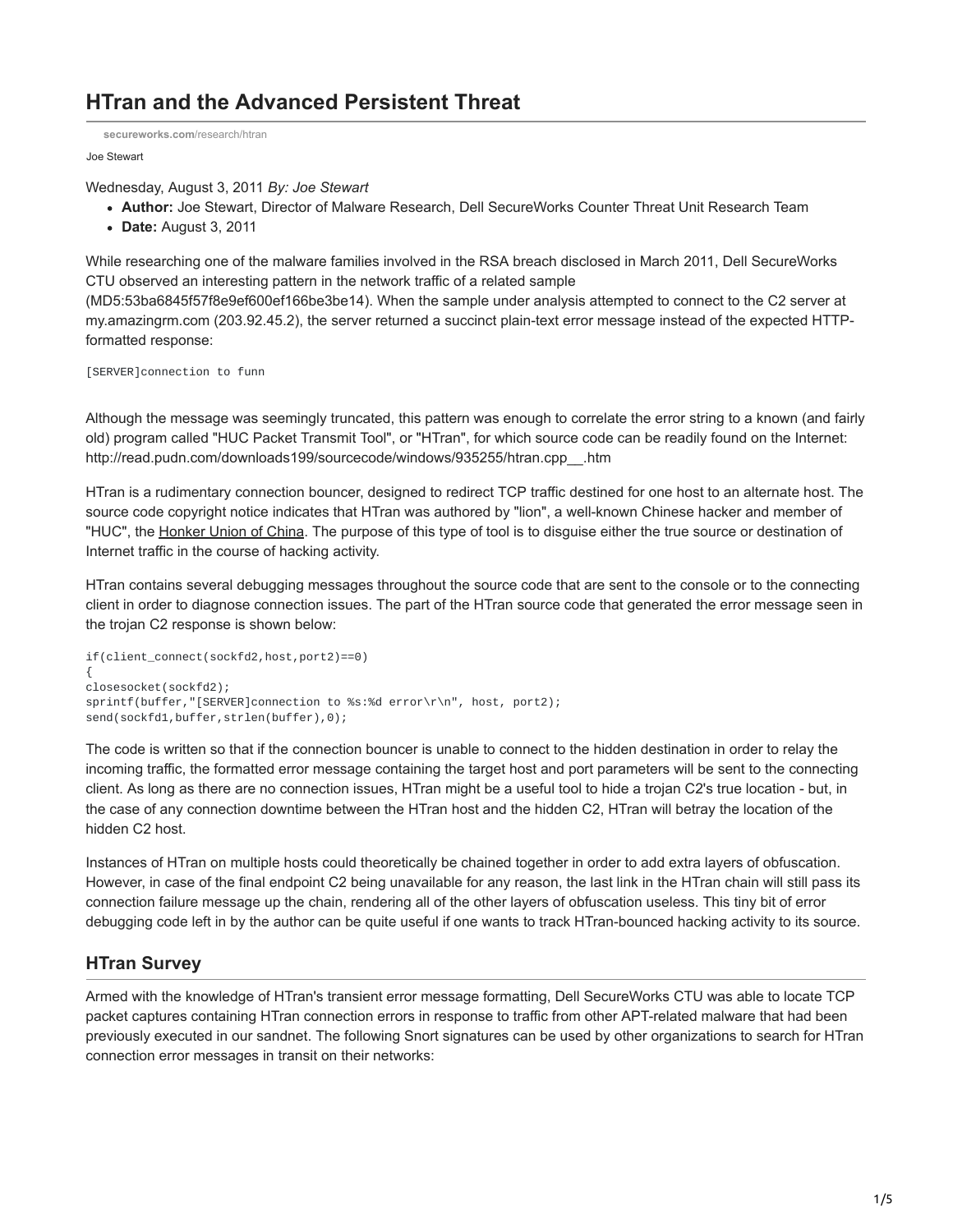# HTran and the Advanced Persistent Threat

secureworks.com/research/htran

Joe Stewart

Wednesday, August 3, 2011 *By: Joe Stewart*

- **Author:** Joe Stewart, Director of Malware Research, Dell SecureWorks Counter Threat Unit Research Team
- **Date:** August 3, 2011

While researching one of the malware families involved in the RSA breach disclosed in March 2011, Dell SecureWorks CTU observed an interesting pattern in the network traffic of a related sample (MD5:53ba6845f57f8e9ef600ef166be3be14). When the sample under analysis attempted to connect to the C2 server at my.amazingrm.com (203.92.45.2), the server returned a succinct plain-text error message instead of the expected HTTP-formatted response:

```
[SERVER]connection to funn
```

Although the message was seemingly truncated, this pattern was enough to correlate the error string to a known (and fairly old) program called "HUC Packet Transmit Tool", or "HTran", for which source code can be readily found on the Internet: http://read.pudn.com/downloads199/sourcecode/windows/935255/htran.cpp__.htm

HTran is a rudimentary connection bouncer, designed to redirect TCP traffic destined for one host to an alternate host. The source code copyright notice indicates that HTran was authored by "lion", a well-known Chinese hacker and member of "HUC", the Honker Union of China. The purpose of this type of tool is to disguise either the true source or destination of Internet traffic in the course of hacking activity.

HTran contains several debugging messages throughout the source code that are sent to the console or to the connecting client in order to diagnose connection issues. The part of the HTran source code that generated the error message seen in the trojan C2 response is shown below:

```
if(client_connect(sockfd2,host,port2)==0)
{
closesocket(sockfd2);
sprintf(buffer,"[SERVER]connection to %s:%d error\r\n", host, port2);
send(sockfd1,buffer,strlen(buffer),0);
```

The code is written so that if the connection bouncer is unable to connect to the hidden destination in order to relay the incoming traffic, the formatted error message containing the target host and port parameters will be sent to the connecting client. As long as there are no connection issues, HTran might be a useful tool to hide a trojan C2's true location - but, in the case of any connection downtime between the HTran host and the hidden C2, HTran will betray the location of the hidden C2 host.

Instances of HTran on multiple hosts could theoretically be chained together in order to add extra layers of obfuscation. However, in case of the final endpoint C2 being unavailable for any reason, the last link in the HTran chain will still pass its connection failure message up the chain, rendering all of the other layers of obfuscation useless. This tiny bit of error debugging code left in by the author can be quite useful if one wants to track HTran-bounced hacking activity to its source.

## HTran Survey

Armed with the knowledge of HTran's transient error message formatting, Dell SecureWorks CTU was able to locate TCP packet captures containing HTran connection errors in response to traffic from other APT-related malware that had been previously executed in our sandnet. The following Snort signatures can be used by other organizations to search for HTran connection error messages in transit on their networks: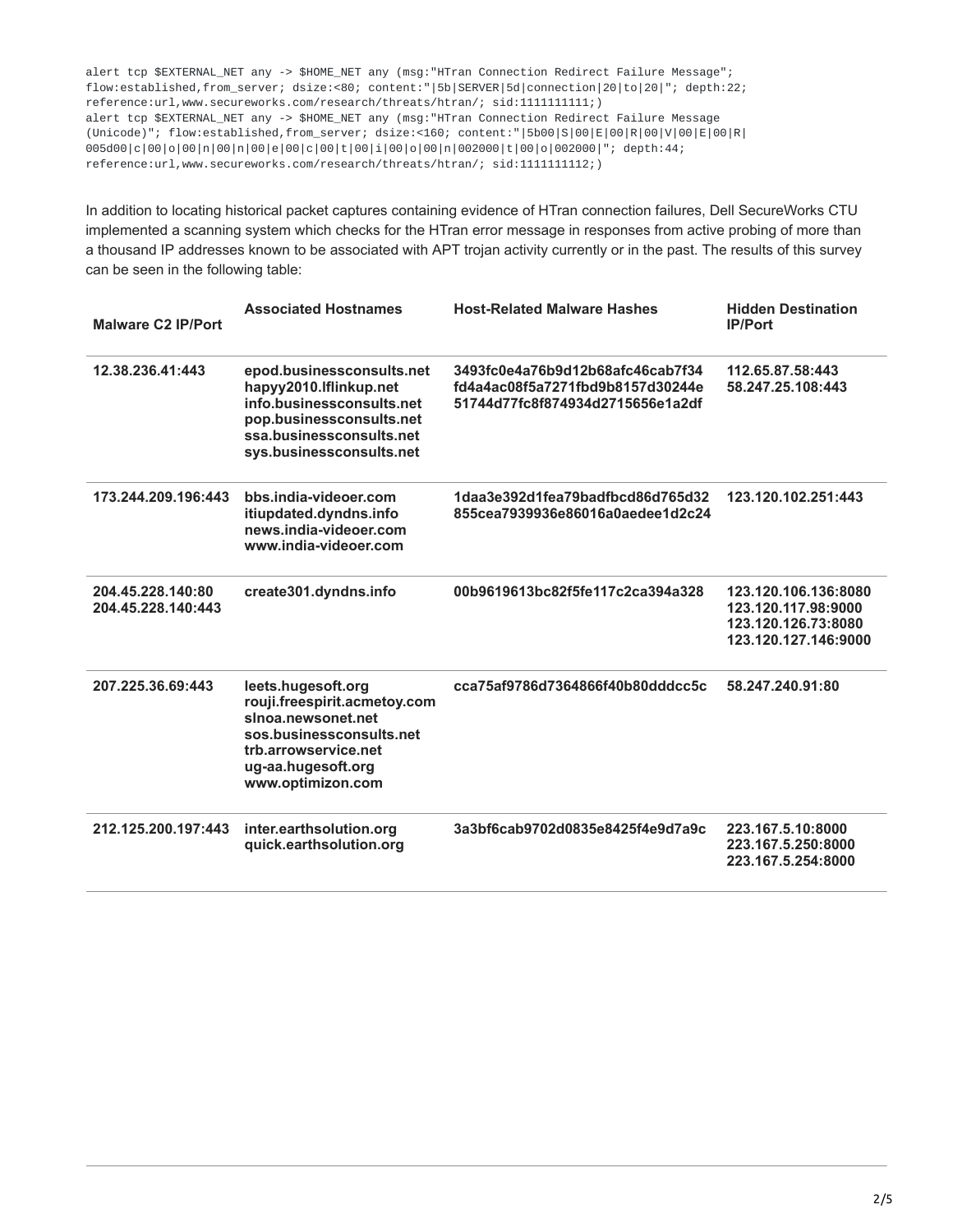```
alert tcp $EXTERNAL_NET any -> $HOME_NET any (msg:"HTran Connection Redirect Failure Message";
flow:established,from_server; dsize:<80; content:"|5b|SERVER|5d|connection|20|to|20|"; depth:22;
reference:url,www.secureworks.com/research/threats/htran/; sid:1111111111;)
alert tcp $EXTERNAL_NET any -> $HOME_NET any (msg:"HTran Connection Redirect Failure Message
(Unicode)"; flow:established,from_server; dsize:<160; content:"|5b00|S|00|E|00|R|00|V|00|E|00|R|
005d00|c|00|o|00|n|00|n|00|e|00|c|00|t|00|i|00|o|00|n|002000|t|00|o|002000|"; depth:44;
reference:url,www.secureworks.com/research/threats/htran/; sid:1111111112;)
```

In addition to locating historical packet captures containing evidence of HTran connection failures, Dell SecureWorks CTU implemented a scanning system which checks for the HTran error message in responses from active probing of more than a thousand IP addresses known to be associated with APT trojan activity currently or in the past. The results of this survey can be seen in the following table:

| Malware C2 IP/Port | Associated Hostnames | Host-Related Malware Hashes | Hidden Destination IP/Port |
|---|---|---|---|
| 12.38.236.41:443 | epod.businessconsults.net<br>hapyy2010.lflinkup.net<br>info.businessconsults.net<br>pop.businessconsults.net<br>ssa.businessconsults.net<br>sys.businessconsults.net | 3493fc0e4a76b9d12b68afc46cab7f34<br>fd4a4ac08f5a7271fbd9b8157d30244e<br>51744d77fc8f874934d2715656e1a2df | 112.65.87.58:443<br>58.247.25.108:443 |
| 173.244.209.196:443 | bbs.india-videoer.com<br>itiupdated.dyndns.info<br>news.india-videoer.com<br>www.india-videoer.com | 1daa3e392d1fea79badfbcd86d765d32<br>855cea7939936e86016a0aedee1d2c24 | 123.120.102.251:443 |
| 204.45.228.140:80<br>204.45.228.140:443 | create301.dyndns.info | 00b9619613bc82f5fe117c2ca394a328 | 123.120.106.136:8080<br>123.120.117.98:9000<br>123.120.126.73:8080<br>123.120.127.146:9000 |
| 207.225.36.69:443 | leets.hugesoft.org<br>rouji.freespirit.acmetoy.com<br>slnoa.newsonet.net<br>sos.businessconsults.net<br>trb.arrowservice.net<br>ug-aa.hugesoft.org<br>www.optimizon.com | cca75af9786d7364866f40b80dddcc5c | 58.247.240.91:80 |
| 212.125.200.197:443 | inter.earthsolution.org<br>quick.earthsolution.org | 3a3bf6cab9702d0835e8425f4e9d7a9c | 223.167.5.10:8000<br>223.167.5.250:8000<br>223.167.5.254:8000 |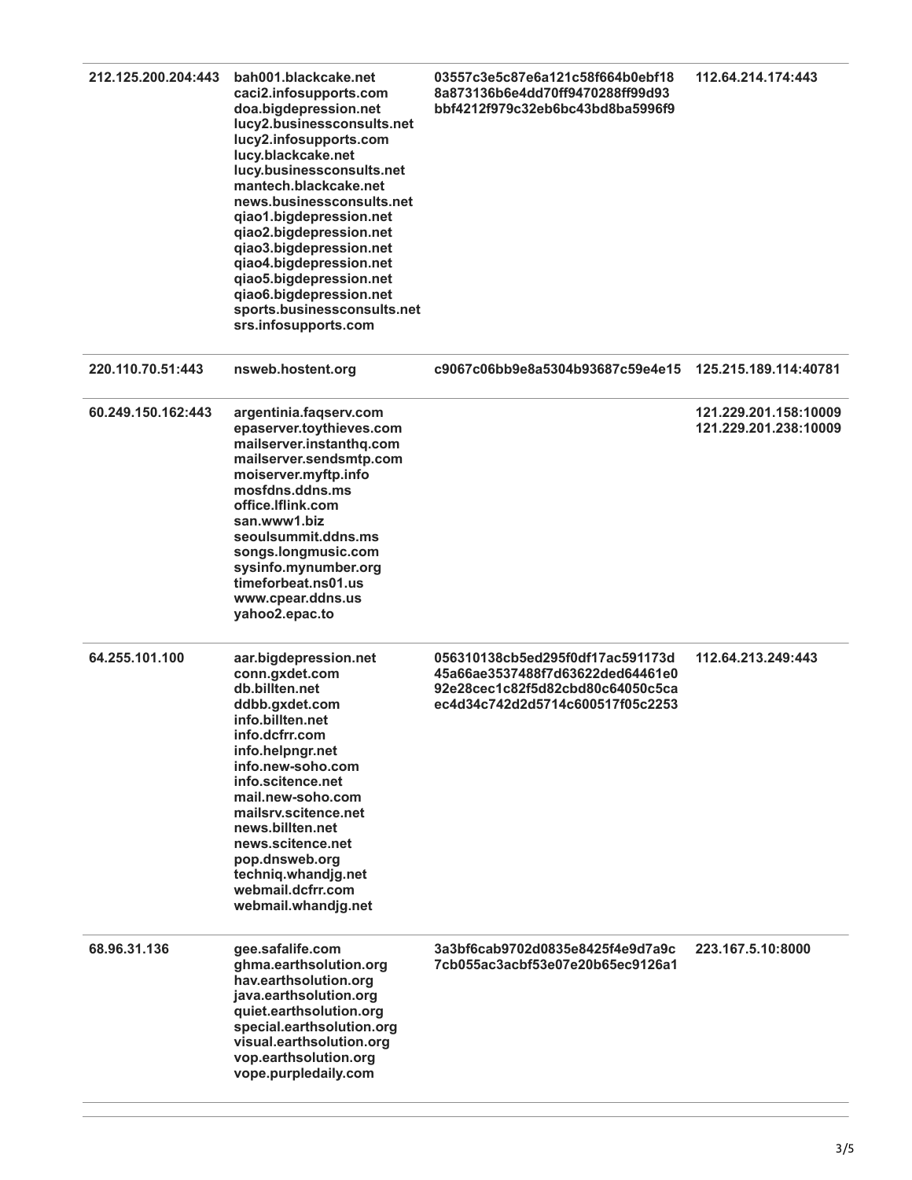| | | | |
|---|---|---|---|
| 212.125.200.204:443 | bah001.blackcake.net<br>caci2.infosupports.com<br>doa.bigdepression.net<br>lucy2.businessconsults.net<br>lucy2.infosupports.com<br>lucy.blackcake.net<br>lucy.businessconsults.net<br>mantech.blackcake.net<br>news.businessconsults.net<br>qiao1.bigdepression.net<br>qiao2.bigdepression.net<br>qiao3.bigdepression.net<br>qiao4.bigdepression.net<br>qiao5.bigdepression.net<br>qiao6.bigdepression.net<br>sports.businessconsults.net<br>srs.infosupports.com | 03557c3e5c87e6a121c58f664b0ebf18<br>8a873136b6e4dd70ff9470288ff99d93<br>bbf4212f979c32eb6bc43bd8ba5996f9 | 112.64.214.174:443 |
| 220.110.70.51:443 | nsweb.hostent.org | c9067c06bb9e8a5304b93687c59e4e15 | 125.215.189.114:40781 |
| 60.249.150.162:443 | argentinia.faqserv.com<br>epaserver.toythieves.com<br>mailserver.instanthq.com<br>mailserver.sendsmtp.com<br>moiserver.myftp.info<br>mosfdns.ddns.ms<br>office.lflink.com<br>san.www1.biz<br>seoulsummit.ddns.ms<br>songs.longmusic.com<br>sysinfo.mynumber.org<br>timeforbeat.ns01.us<br>www.cpear.ddns.us<br>yahoo2.epac.to | | 121.229.201.158:10009<br>121.229.201.238:10009 |
| 64.255.101.100 | aar.bigdepression.net<br>conn.gxdet.com<br>db.billten.net<br>ddbb.gxdet.com<br>info.billten.net<br>info.dcfrr.com<br>info.helpngr.net<br>info.new-soho.com<br>info.scitence.net<br>mail.new-soho.com<br>mailsrv.scitence.net<br>news.billten.net<br>news.scitence.net<br>pop.dnsweb.org<br>techniq.whandjg.net<br>webmail.dcfrr.com<br>webmail.whandjg.net | 056310138cb5ed295f0df17ac591173d<br>45a66ae3537488f7d63622ded64461e0<br>92e28cec1c82f5d82cbd80c64050c5ca<br>ec4d34c742d2d5714c600517f05c2253 | 112.64.213.249:443 |
| 68.96.31.136 | gee.safalife.com<br>ghma.earthsolution.org<br>hav.earthsolution.org<br>java.earthsolution.org<br>quiet.earthsolution.org<br>special.earthsolution.org<br>visual.earthsolution.org<br>vop.earthsolution.org<br>vope.purpledaily.com | 3a3bf6cab9702d0835e8425f4e9d7a9c<br>7cb055ac3acbf53e07e20b65ec9126a1 | 223.167.5.10:8000 |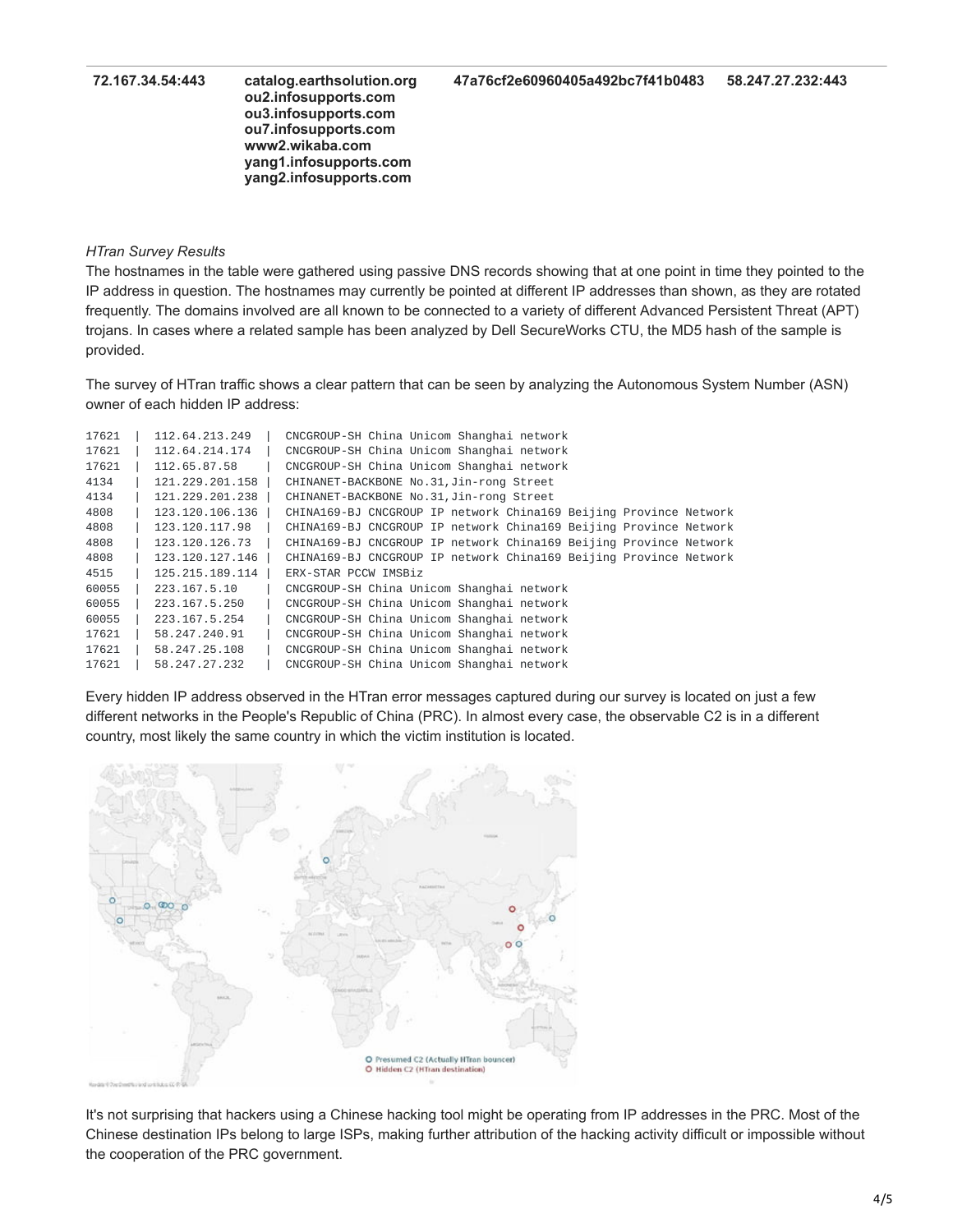| 72.167.34.54:443 | catalog.earthsolution.org<br>ou2.infosupports.com<br>ou3.infosupports.com<br>ou7.infosupports.com<br>www2.wikaba.com<br>yang1.infosupports.com<br>yang2.infosupports.com | 47a76cf2e60960405a492bc7f41b0483 | 58.247.27.232:443 |
|---|---|---|---|

*HTran Survey Results*

The hostnames in the table were gathered using passive DNS records showing that at one point in time they pointed to the IP address in question. The hostnames may currently be pointed at different IP addresses than shown, as they are rotated frequently. The domains involved are all known to be connected to a variety of different Advanced Persistent Threat (APT) trojans. In cases where a related sample has been analyzed by Dell SecureWorks CTU, the MD5 hash of the sample is provided.

The survey of HTran traffic shows a clear pattern that can be seen by analyzing the Autonomous System Number (ASN) owner of each hidden IP address:

```
17621  |  112.64.213.249   |  CNCGROUP-SH China Unicom Shanghai network
17621  |  112.64.214.174   |  CNCGROUP-SH China Unicom Shanghai network
17621  |  112.65.87.58     |  CNCGROUP-SH China Unicom Shanghai network
4134   |  121.229.201.158  |  CHINANET-BACKBONE No.31,Jin-rong Street
4134   |  121.229.201.238  |  CHINANET-BACKBONE No.31,Jin-rong Street
4808   |  123.120.106.136  |  CHINA169-BJ CNCGROUP IP network China169 Beijing Province Network
4808   |  123.120.117.98   |  CHINA169-BJ CNCGROUP IP network China169 Beijing Province Network
4808   |  123.120.126.73   |  CHINA169-BJ CNCGROUP IP network China169 Beijing Province Network
4808   |  123.120.127.146  |  CHINA169-BJ CNCGROUP IP network China169 Beijing Province Network
4515   |  125.215.189.114  |  ERX-STAR PCCW IMSBiz
60055  |  223.167.5.10     |  CNCGROUP-SH China Unicom Shanghai network
60055  |  223.167.5.250    |  CNCGROUP-SH China Unicom Shanghai network
60055  |  223.167.5.254    |  CNCGROUP-SH China Unicom Shanghai network
17621  |  58.247.240.91    |  CNCGROUP-SH China Unicom Shanghai network
17621  |  58.247.25.108    |  CNCGROUP-SH China Unicom Shanghai network
17621  |  58.247.27.232    |  CNCGROUP-SH China Unicom Shanghai network
```

Every hidden IP address observed in the HTran error messages captured during our survey is located on just a few different networks in the People's Republic of China (PRC). In almost every case, the observable C2 is in a different country, most likely the same country in which the victim institution is located.

It's not surprising that hackers using a Chinese hacking tool might be operating from IP addresses in the PRC. Most of the Chinese destination IPs belong to large ISPs, making further attribution of the hacking activity difficult or impossible without the cooperation of the PRC government.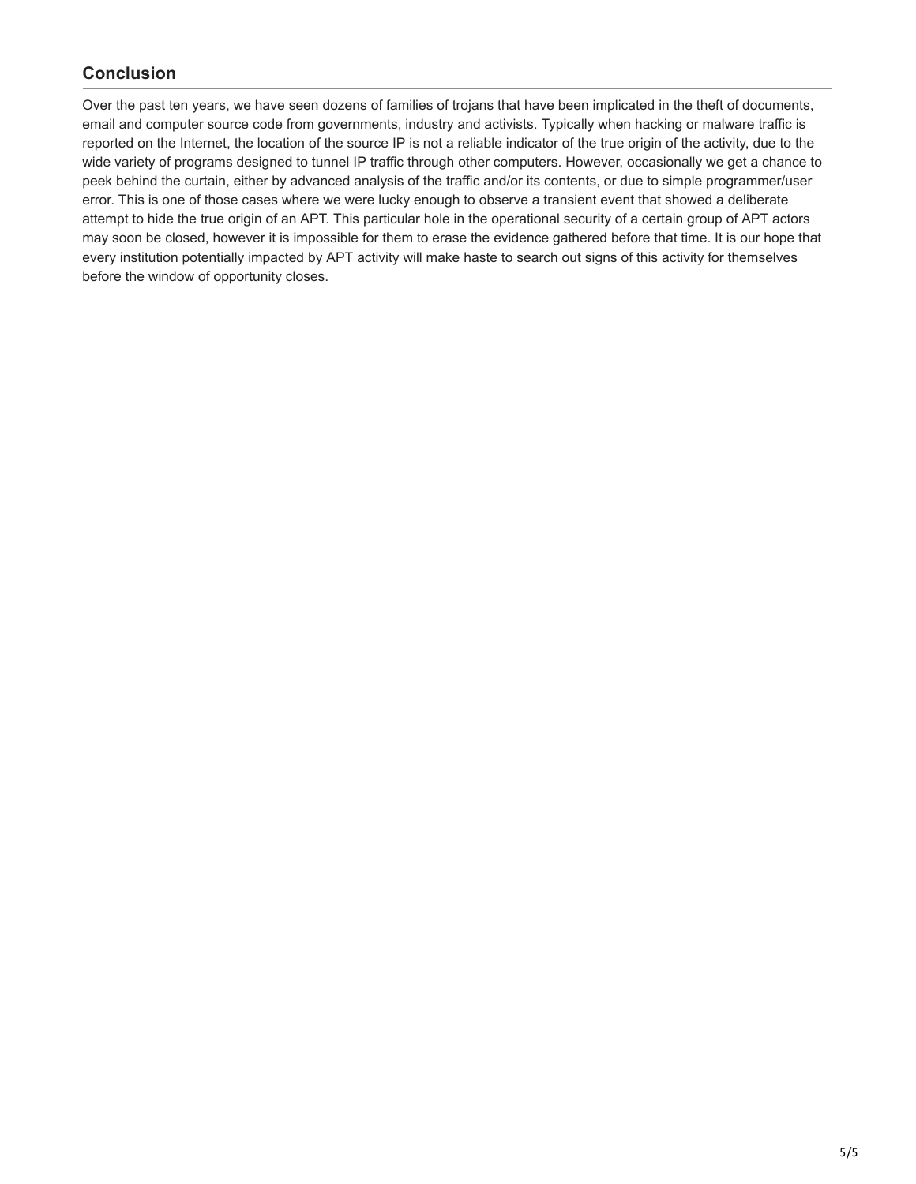## Conclusion

Over the past ten years, we have seen dozens of families of trojans that have been implicated in the theft of documents, email and computer source code from governments, industry and activists. Typically when hacking or malware traffic is reported on the Internet, the location of the source IP is not a reliable indicator of the true origin of the activity, due to the wide variety of programs designed to tunnel IP traffic through other computers. However, occasionally we get a chance to peek behind the curtain, either by advanced analysis of the traffic and/or its contents, or due to simple programmer/user error. This is one of those cases where we were lucky enough to observe a transient event that showed a deliberate attempt to hide the true origin of an APT. This particular hole in the operational security of a certain group of APT actors may soon be closed, however it is impossible for them to erase the evidence gathered before that time. It is our hope that every institution potentially impacted by APT activity will make haste to search out signs of this activity for themselves before the window of opportunity closes.